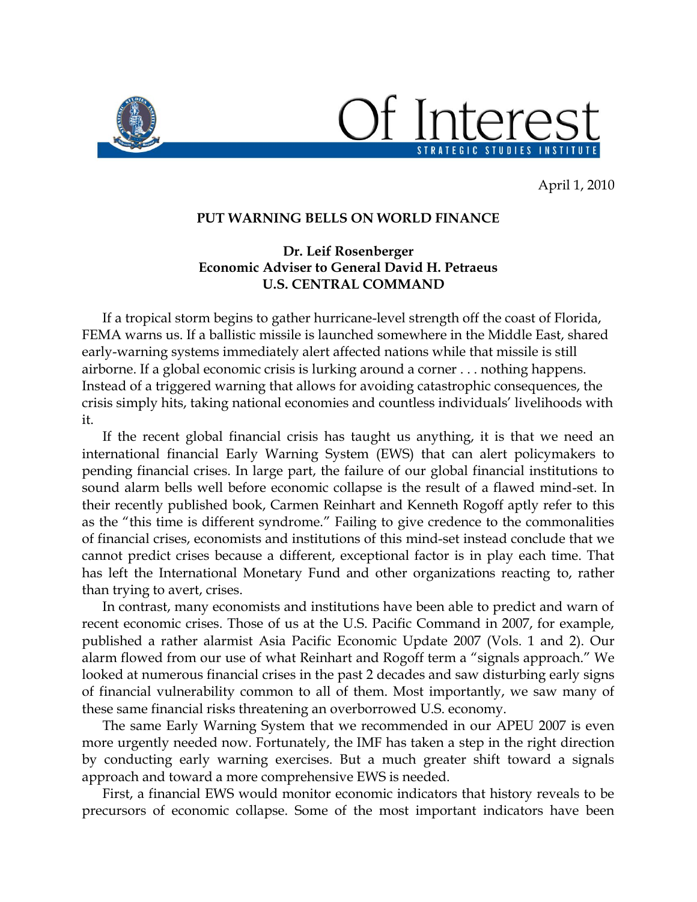Of Interest

STRATEGIC STUDIES INSTITUTE

April 1, 2010

## PUT WARNING BELLS ON WORLD FINANCE

**Dr. Leif Rosenberger**
**Economic Adviser to General David H. Petraeus**
**U.S. CENTRAL COMMAND**

If a tropical storm begins to gather hurricane-level strength off the coast of Florida, FEMA warns us. If a ballistic missile is launched somewhere in the Middle East, shared early-warning systems immediately alert affected nations while that missile is still airborne. If a global economic crisis is lurking around a corner . . . nothing happens. Instead of a triggered warning that allows for avoiding catastrophic consequences, the crisis simply hits, taking national economies and countless individuals' livelihoods with it.

If the recent global financial crisis has taught us anything, it is that we need an international financial Early Warning System (EWS) that can alert policymakers to pending financial crises. In large part, the failure of our global financial institutions to sound alarm bells well before economic collapse is the result of a flawed mind-set. In their recently published book, Carmen Reinhart and Kenneth Rogoff aptly refer to this as the "this time is different syndrome." Failing to give credence to the commonalities of financial crises, economists and institutions of this mind-set instead conclude that we cannot predict crises because a different, exceptional factor is in play each time. That has left the International Monetary Fund and other organizations reacting to, rather than trying to avert, crises.

In contrast, many economists and institutions have been able to predict and warn of recent economic crises. Those of us at the U.S. Pacific Command in 2007, for example, published a rather alarmist Asia Pacific Economic Update 2007 (Vols. 1 and 2). Our alarm flowed from our use of what Reinhart and Rogoff term a "signals approach." We looked at numerous financial crises in the past 2 decades and saw disturbing early signs of financial vulnerability common to all of them. Most importantly, we saw many of these same financial risks threatening an overborrowed U.S. economy.

The same Early Warning System that we recommended in our APEU 2007 is even more urgently needed now. Fortunately, the IMF has taken a step in the right direction by conducting early warning exercises. But a much greater shift toward a signals approach and toward a more comprehensive EWS is needed.

First, a financial EWS would monitor economic indicators that history reveals to be precursors of economic collapse. Some of the most important indicators have been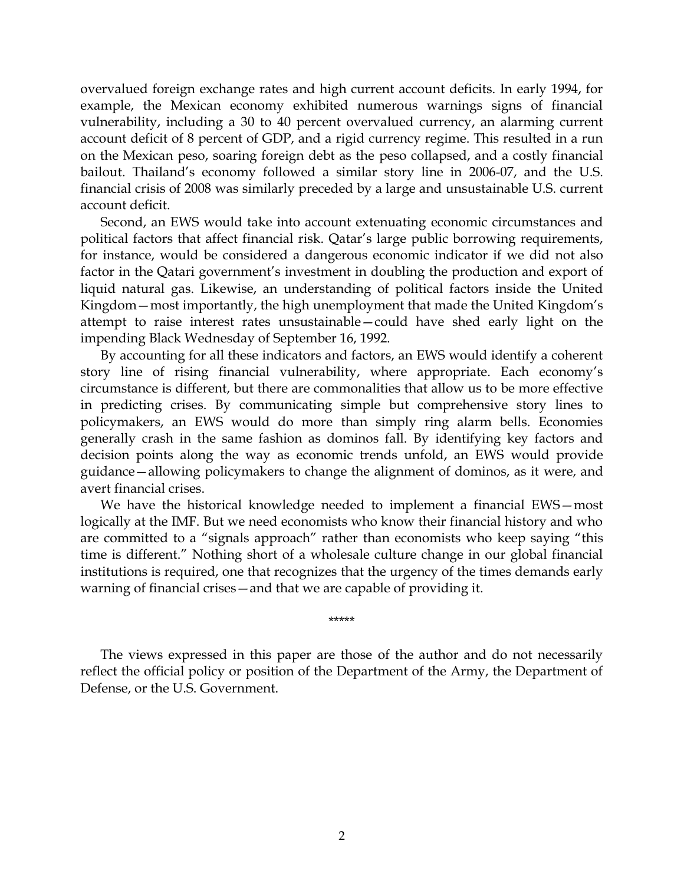overvalued foreign exchange rates and high current account deficits. In early 1994, for example, the Mexican economy exhibited numerous warnings signs of financial vulnerability, including a 30 to 40 percent overvalued currency, an alarming current account deficit of 8 percent of GDP, and a rigid currency regime. This resulted in a run on the Mexican peso, soaring foreign debt as the peso collapsed, and a costly financial bailout. Thailand's economy followed a similar story line in 2006-07, and the U.S. financial crisis of 2008 was similarly preceded by a large and unsustainable U.S. current account deficit.

Second, an EWS would take into account extenuating economic circumstances and political factors that affect financial risk. Qatar's large public borrowing requirements, for instance, would be considered a dangerous economic indicator if we did not also factor in the Qatari government's investment in doubling the production and export of liquid natural gas. Likewise, an understanding of political factors inside the United Kingdom—most importantly, the high unemployment that made the United Kingdom's attempt to raise interest rates unsustainable—could have shed early light on the impending Black Wednesday of September 16, 1992.

By accounting for all these indicators and factors, an EWS would identify a coherent story line of rising financial vulnerability, where appropriate. Each economy's circumstance is different, but there are commonalities that allow us to be more effective in predicting crises. By communicating simple but comprehensive story lines to policymakers, an EWS would do more than simply ring alarm bells. Economies generally crash in the same fashion as dominos fall. By identifying key factors and decision points along the way as economic trends unfold, an EWS would provide guidance—allowing policymakers to change the alignment of dominos, as it were, and avert financial crises.

We have the historical knowledge needed to implement a financial EWS—most logically at the IMF. But we need economists who know their financial history and who are committed to a "signals approach" rather than economists who keep saying "this time is different." Nothing short of a wholesale culture change in our global financial institutions is required, one that recognizes that the urgency of the times demands early warning of financial crises—and that we are capable of providing it.

*****

The views expressed in this paper are those of the author and do not necessarily reflect the official policy or position of the Department of the Army, the Department of Defense, or the U.S. Government.